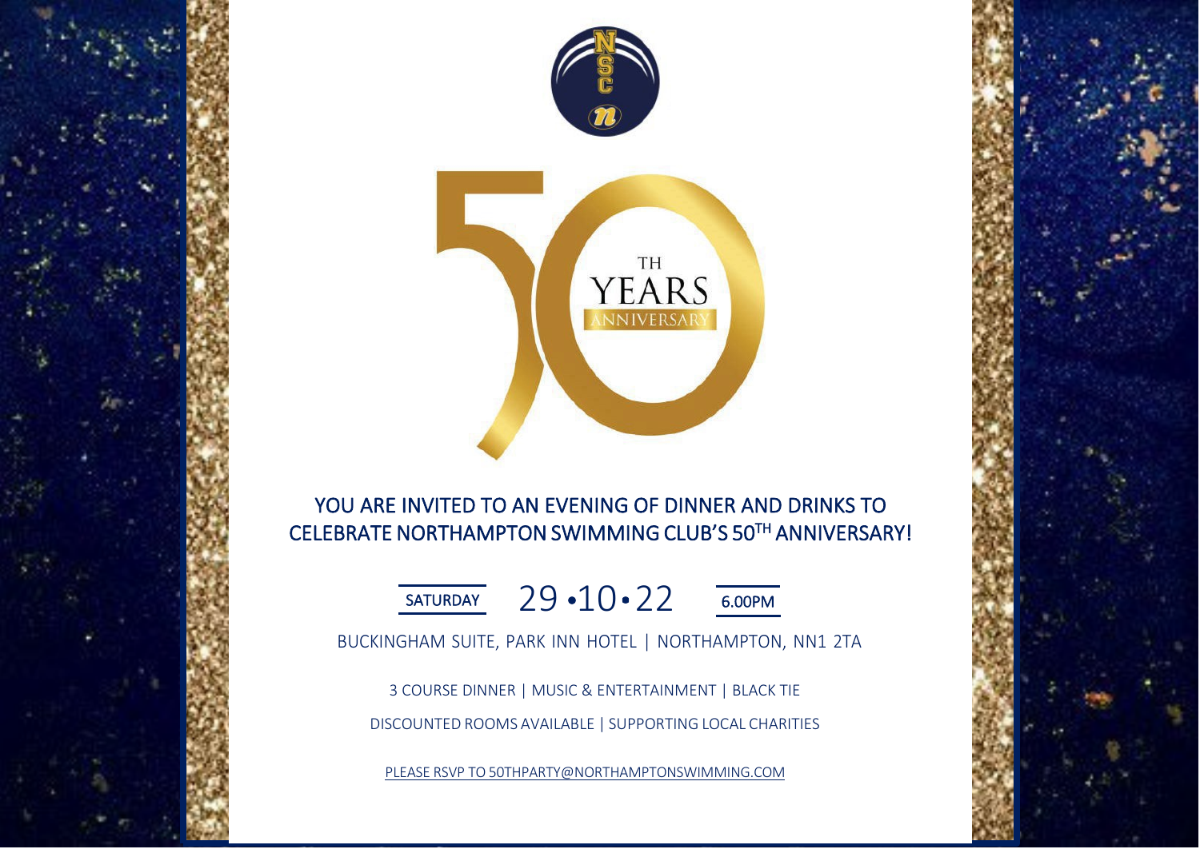NSC

50 TH YEARS ANNIVERSARY

YOU ARE INVITED TO AN EVENING OF DINNER AND DRINKS TO CELEBRATE NORTHAMPTON SWIMMING CLUB'S 50TH ANNIVERSARY!

SATURDAY 29 • 10 • 22 6.00PM

BUCKINGHAM SUITE, PARK INN HOTEL | NORTHAMPTON, NN1 2TA

3 COURSE DINNER | MUSIC & ENTERTAINMENT | BLACK TIE

DISCOUNTED ROOMS AVAILABLE | SUPPORTING LOCAL CHARITIES

PLEASE RSVP TO 50THPARTY@NORTHAMPTONSWIMMING.COM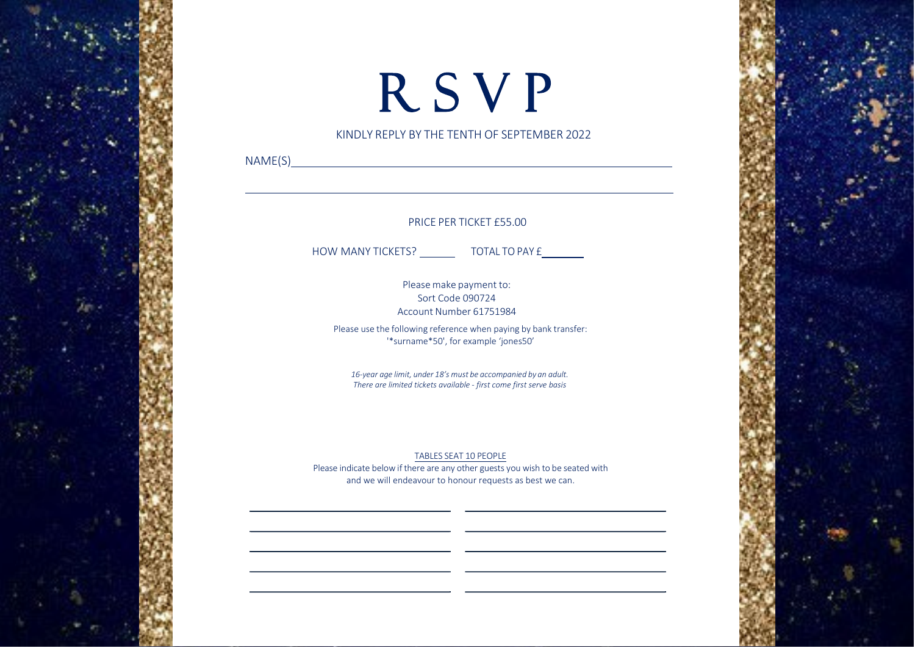# R S V P

KINDLY REPLY BY THE TENTH OF SEPTEMBER 2022

NAME(S)\_\_\_\_\_\_\_\_\_\_\_\_\_\_\_\_\_\_\_\_\_\_\_\_\_\_\_\_\_\_\_\_\_\_\_\_\_\_\_\_\_\_\_\_\_\_\_\_

\_\_\_\_\_\_\_\_\_\_\_\_\_\_\_\_\_\_\_\_\_\_\_\_\_\_\_\_\_\_\_\_\_\_\_\_\_\_\_\_\_\_\_\_\_\_\_\_\_\_\_\_\_\_\_\_

PRICE PER TICKET £55.00

HOW MANY TICKETS? \_\_\_\_\_\_ TOTAL TO PAY £\_\_\_\_\_\_\_

Please make payment to:
Sort Code 090724
Account Number 61751984

Please use the following reference when paying by bank transfer:
'*surname*50', for example 'jones50'

*16-year age limit, under 18's must be accompanied by an adult.*
*There are limited tickets available - first come first serve basis*

TABLES SEAT 10 PEOPLE

Please indicate below if there are any other guests you wish to be seated with and we will endeavour to honour requests as best we can.

| | |
|---|---|
| \_\_\_\_\_\_\_\_\_\_\_\_\_\_\_\_\_\_\_\_ | \_\_\_\_\_\_\_\_\_\_\_\_\_\_\_\_\_\_\_\_ |
| \_\_\_\_\_\_\_\_\_\_\_\_\_\_\_\_\_\_\_\_ | \_\_\_\_\_\_\_\_\_\_\_\_\_\_\_\_\_\_\_\_ |
| \_\_\_\_\_\_\_\_\_\_\_\_\_\_\_\_\_\_\_\_ | \_\_\_\_\_\_\_\_\_\_\_\_\_\_\_\_\_\_\_\_ |
| \_\_\_\_\_\_\_\_\_\_\_\_\_\_\_\_\_\_\_\_ | \_\_\_\_\_\_\_\_\_\_\_\_\_\_\_\_\_\_\_\_ |
| \_\_\_\_\_\_\_\_\_\_\_\_\_\_\_\_\_\_\_\_ | \_\_\_\_\_\_\_\_\_\_\_\_\_\_\_\_\_\_\_\_ |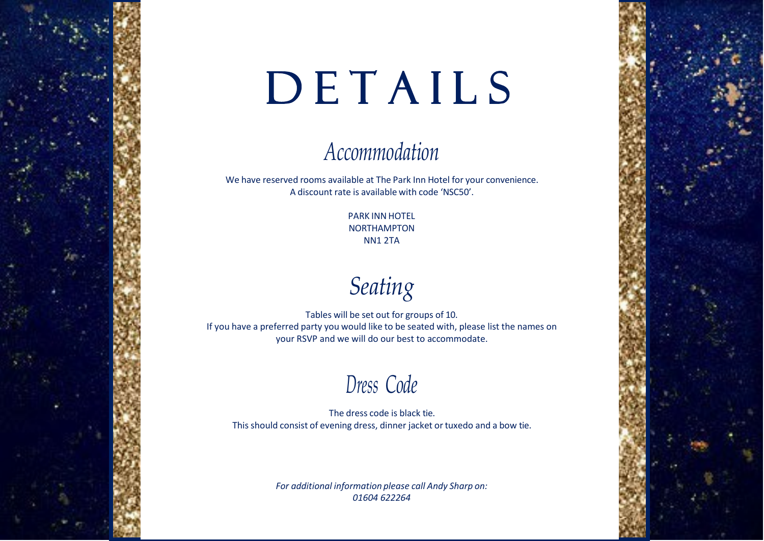# DETAILS

## *Accommodation*

We have reserved rooms available at The Park Inn Hotel for your convenience.
A discount rate is available with code 'NSC50'.

PARK INN HOTEL
NORTHAMPTON
NN1 2TA

## *Seating*

Tables will be set out for groups of 10.
If you have a preferred party you would like to be seated with, please list the names on your RSVP and we will do our best to accommodate.

## *Dress Code*

The dress code is black tie.
This should consist of evening dress, dinner jacket or tuxedo and a bow tie.

*For additional information please call Andy Sharp on:*
*01604 622264*